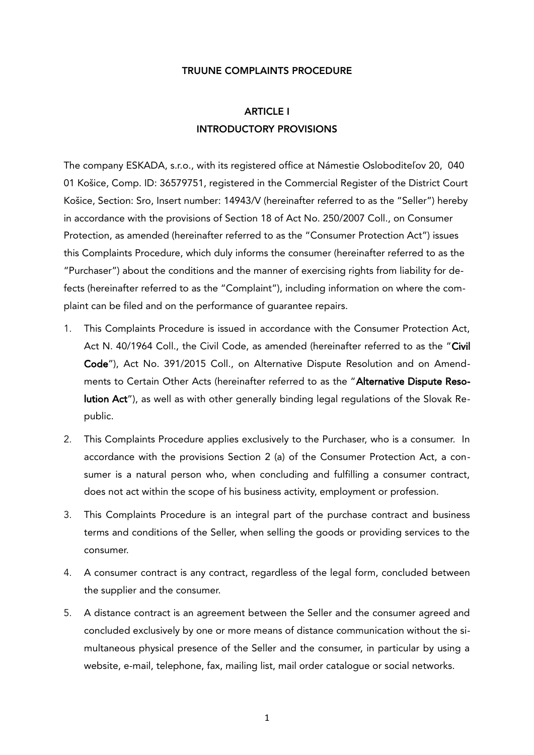# TRUUNE COMPLAINTS PROCEDURE

## ARTICLE I
## INTRODUCTORY PROVISIONS

The company ESKADA, s.r.o., with its registered office at Námestie Osloboditeľov 20, 040 01 Košice, Comp. ID: 36579751, registered in the Commercial Register of the District Court Košice, Section: Sro, Insert number: 14943/V (hereinafter referred to as the "Seller") hereby in accordance with the provisions of Section 18 of Act No. 250/2007 Coll., on Consumer Protection, as amended (hereinafter referred to as the "Consumer Protection Act") issues this Complaints Procedure, which duly informs the consumer (hereinafter referred to as the "Purchaser") about the conditions and the manner of exercising rights from liability for defects (hereinafter referred to as the "Complaint"), including information on where the complaint can be filed and on the performance of guarantee repairs.

1. This Complaints Procedure is issued in accordance with the Consumer Protection Act, Act N. 40/1964 Coll., the Civil Code, as amended (hereinafter referred to as the "**Civil Code**"), Act No. 391/2015 Coll., on Alternative Dispute Resolution and on Amendments to Certain Other Acts (hereinafter referred to as the "**Alternative Dispute Resolution Act**"), as well as with other generally binding legal regulations of the Slovak Republic.
2. This Complaints Procedure applies exclusively to the Purchaser, who is a consumer. In accordance with the provisions Section 2 (a) of the Consumer Protection Act, a consumer is a natural person who, when concluding and fulfilling a consumer contract, does not act within the scope of his business activity, employment or profession.
3. This Complaints Procedure is an integral part of the purchase contract and business terms and conditions of the Seller, when selling the goods or providing services to the consumer.
4. A consumer contract is any contract, regardless of the legal form, concluded between the supplier and the consumer.
5. A distance contract is an agreement between the Seller and the consumer agreed and concluded exclusively by one or more means of distance communication without the simultaneous physical presence of the Seller and the consumer, in particular by using a website, e-mail, telephone, fax, mailing list, mail order catalogue or social networks.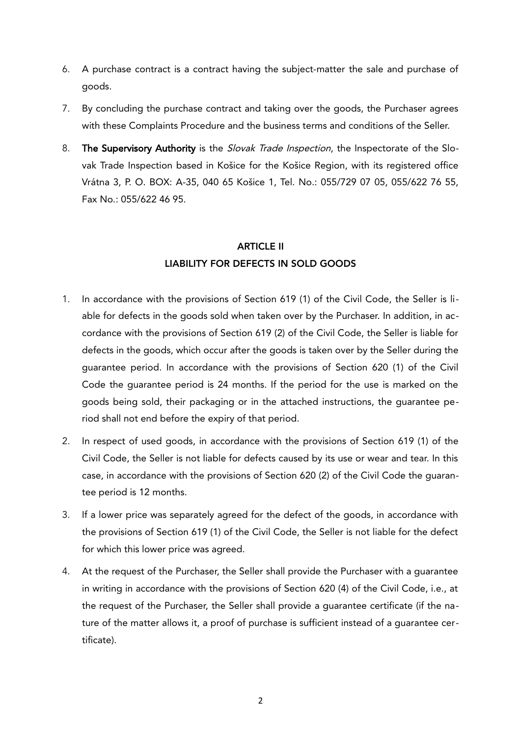6. A purchase contract is a contract having the subject-matter the sale and purchase of goods.

7. By concluding the purchase contract and taking over the goods, the Purchaser agrees with these Complaints Procedure and the business terms and conditions of the Seller.

8. **The Supervisory Authority** is the *Slovak Trade Inspection*, the Inspectorate of the Slovak Trade Inspection based in Košice for the Košice Region, with its registered office Vrátna 3, P. O. BOX: A-35, 040 65 Košice 1, Tel. No.: 055/729 07 05, 055/622 76 55, Fax No.: 055/622 46 95.

## ARTICLE II
## LIABILITY FOR DEFECTS IN SOLD GOODS

1. In accordance with the provisions of Section 619 (1) of the Civil Code, the Seller is liable for defects in the goods sold when taken over by the Purchaser. In addition, in accordance with the provisions of Section 619 (2) of the Civil Code, the Seller is liable for defects in the goods, which occur after the goods is taken over by the Seller during the guarantee period. In accordance with the provisions of Section 620 (1) of the Civil Code the guarantee period is 24 months. If the period for the use is marked on the goods being sold, their packaging or in the attached instructions, the guarantee period shall not end before the expiry of that period.

2. In respect of used goods, in accordance with the provisions of Section 619 (1) of the Civil Code, the Seller is not liable for defects caused by its use or wear and tear. In this case, in accordance with the provisions of Section 620 (2) of the Civil Code the guarantee period is 12 months.

3. If a lower price was separately agreed for the defect of the goods, in accordance with the provisions of Section 619 (1) of the Civil Code, the Seller is not liable for the defect for which this lower price was agreed.

4. At the request of the Purchaser, the Seller shall provide the Purchaser with a guarantee in writing in accordance with the provisions of Section 620 (4) of the Civil Code, i.e., at the request of the Purchaser, the Seller shall provide a guarantee certificate (if the nature of the matter allows it, a proof of purchase is sufficient instead of a guarantee certificate).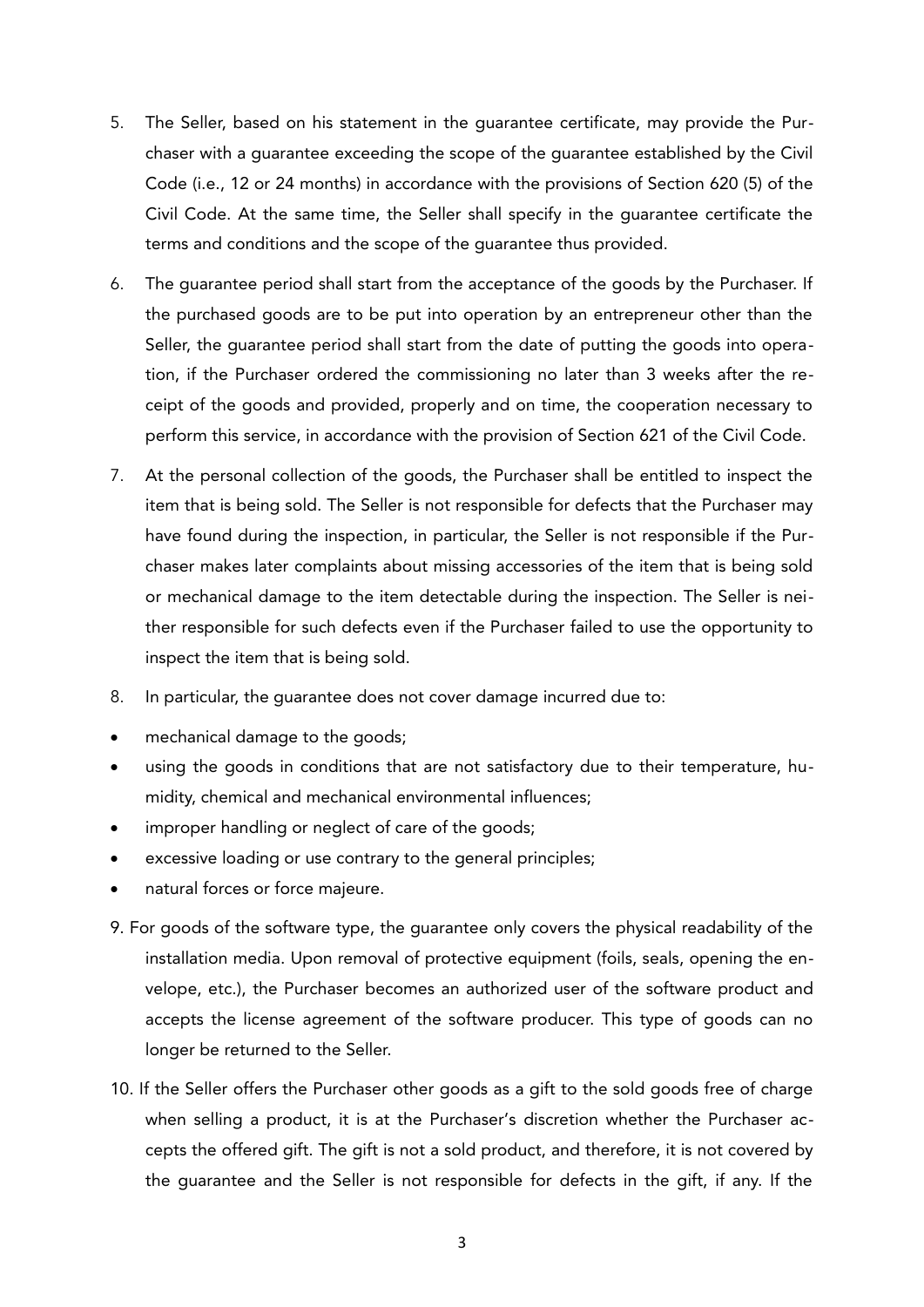5. The Seller, based on his statement in the guarantee certificate, may provide the Purchaser with a guarantee exceeding the scope of the guarantee established by the Civil Code (i.e., 12 or 24 months) in accordance with the provisions of Section 620 (5) of the Civil Code. At the same time, the Seller shall specify in the guarantee certificate the terms and conditions and the scope of the guarantee thus provided.

6. The guarantee period shall start from the acceptance of the goods by the Purchaser. If the purchased goods are to be put into operation by an entrepreneur other than the Seller, the guarantee period shall start from the date of putting the goods into operation, if the Purchaser ordered the commissioning no later than 3 weeks after the receipt of the goods and provided, properly and on time, the cooperation necessary to perform this service, in accordance with the provision of Section 621 of the Civil Code.

7. At the personal collection of the goods, the Purchaser shall be entitled to inspect the item that is being sold. The Seller is not responsible for defects that the Purchaser may have found during the inspection, in particular, the Seller is not responsible if the Purchaser makes later complaints about missing accessories of the item that is being sold or mechanical damage to the item detectable during the inspection. The Seller is neither responsible for such defects even if the Purchaser failed to use the opportunity to inspect the item that is being sold.

8. In particular, the guarantee does not cover damage incurred due to:

- mechanical damage to the goods;
- using the goods in conditions that are not satisfactory due to their temperature, humidity, chemical and mechanical environmental influences;
- improper handling or neglect of care of the goods;
- excessive loading or use contrary to the general principles;
- natural forces or force majeure.

9. For goods of the software type, the guarantee only covers the physical readability of the installation media. Upon removal of protective equipment (foils, seals, opening the envelope, etc.), the Purchaser becomes an authorized user of the software product and accepts the license agreement of the software producer. This type of goods can no longer be returned to the Seller.

10. If the Seller offers the Purchaser other goods as a gift to the sold goods free of charge when selling a product, it is at the Purchaser's discretion whether the Purchaser accepts the offered gift. The gift is not a sold product, and therefore, it is not covered by the guarantee and the Seller is not responsible for defects in the gift, if any. If the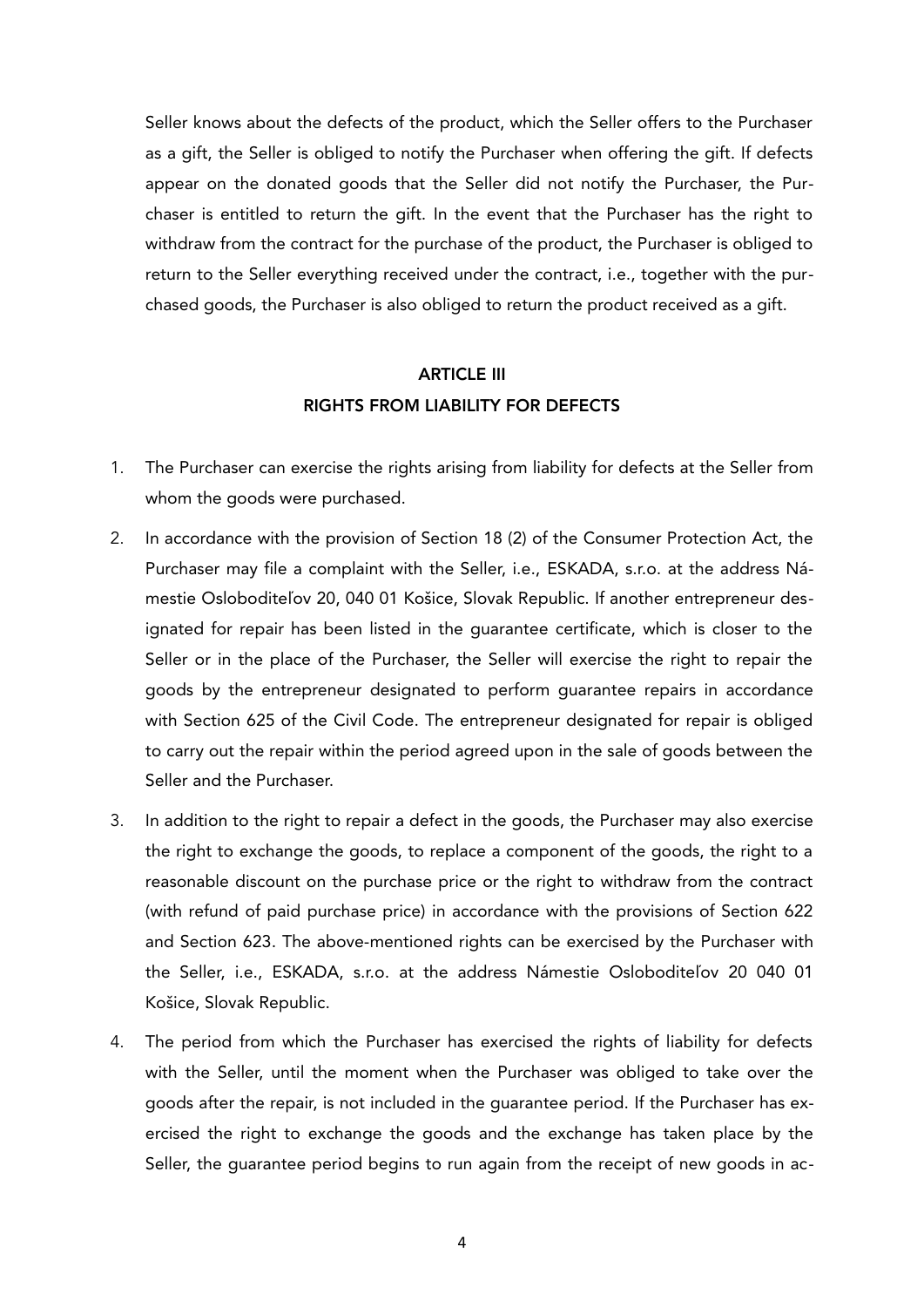Seller knows about the defects of the product, which the Seller offers to the Purchaser as a gift, the Seller is obliged to notify the Purchaser when offering the gift. If defects appear on the donated goods that the Seller did not notify the Purchaser, the Purchaser is entitled to return the gift. In the event that the Purchaser has the right to withdraw from the contract for the purchase of the product, the Purchaser is obliged to return to the Seller everything received under the contract, i.e., together with the purchased goods, the Purchaser is also obliged to return the product received as a gift.

## ARTICLE III
## RIGHTS FROM LIABILITY FOR DEFECTS

1. The Purchaser can exercise the rights arising from liability for defects at the Seller from whom the goods were purchased.
2. In accordance with the provision of Section 18 (2) of the Consumer Protection Act, the Purchaser may file a complaint with the Seller, i.e., ESKADA, s.r.o. at the address Námestie Osloboditeľov 20, 040 01 Košice, Slovak Republic. If another entrepreneur designated for repair has been listed in the guarantee certificate, which is closer to the Seller or in the place of the Purchaser, the Seller will exercise the right to repair the goods by the entrepreneur designated to perform guarantee repairs in accordance with Section 625 of the Civil Code. The entrepreneur designated for repair is obliged to carry out the repair within the period agreed upon in the sale of goods between the Seller and the Purchaser.
3. In addition to the right to repair a defect in the goods, the Purchaser may also exercise the right to exchange the goods, to replace a component of the goods, the right to a reasonable discount on the purchase price or the right to withdraw from the contract (with refund of paid purchase price) in accordance with the provisions of Section 622 and Section 623. The above-mentioned rights can be exercised by the Purchaser with the Seller, i.e., ESKADA, s.r.o. at the address Námestie Osloboditeľov 20 040 01 Košice, Slovak Republic.
4. The period from which the Purchaser has exercised the rights of liability for defects with the Seller, until the moment when the Purchaser was obliged to take over the goods after the repair, is not included in the guarantee period. If the Purchaser has exercised the right to exchange the goods and the exchange has taken place by the Seller, the guarantee period begins to run again from the receipt of new goods in ac-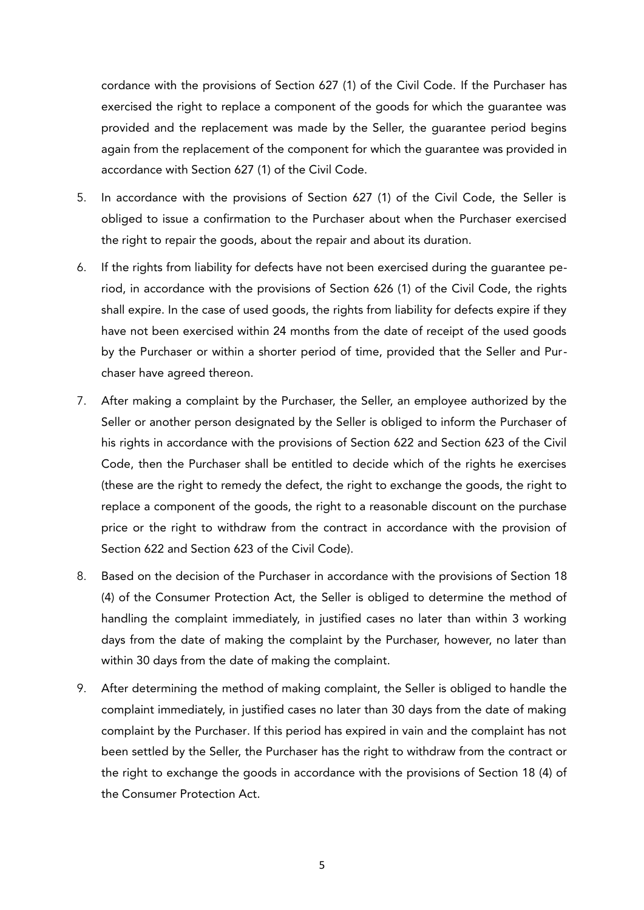cordance with the provisions of Section 627 (1) of the Civil Code. If the Purchaser has exercised the right to replace a component of the goods for which the guarantee was provided and the replacement was made by the Seller, the guarantee period begins again from the replacement of the component for which the guarantee was provided in accordance with Section 627 (1) of the Civil Code.

5. In accordance with the provisions of Section 627 (1) of the Civil Code, the Seller is obliged to issue a confirmation to the Purchaser about when the Purchaser exercised the right to repair the goods, about the repair and about its duration.

6. If the rights from liability for defects have not been exercised during the guarantee period, in accordance with the provisions of Section 626 (1) of the Civil Code, the rights shall expire. In the case of used goods, the rights from liability for defects expire if they have not been exercised within 24 months from the date of receipt of the used goods by the Purchaser or within a shorter period of time, provided that the Seller and Purchaser have agreed thereon.

7. After making a complaint by the Purchaser, the Seller, an employee authorized by the Seller or another person designated by the Seller is obliged to inform the Purchaser of his rights in accordance with the provisions of Section 622 and Section 623 of the Civil Code, then the Purchaser shall be entitled to decide which of the rights he exercises (these are the right to remedy the defect, the right to exchange the goods, the right to replace a component of the goods, the right to a reasonable discount on the purchase price or the right to withdraw from the contract in accordance with the provision of Section 622 and Section 623 of the Civil Code).

8. Based on the decision of the Purchaser in accordance with the provisions of Section 18 (4) of the Consumer Protection Act, the Seller is obliged to determine the method of handling the complaint immediately, in justified cases no later than within 3 working days from the date of making the complaint by the Purchaser, however, no later than within 30 days from the date of making the complaint.

9. After determining the method of making complaint, the Seller is obliged to handle the complaint immediately, in justified cases no later than 30 days from the date of making complaint by the Purchaser. If this period has expired in vain and the complaint has not been settled by the Seller, the Purchaser has the right to withdraw from the contract or the right to exchange the goods in accordance with the provisions of Section 18 (4) of the Consumer Protection Act.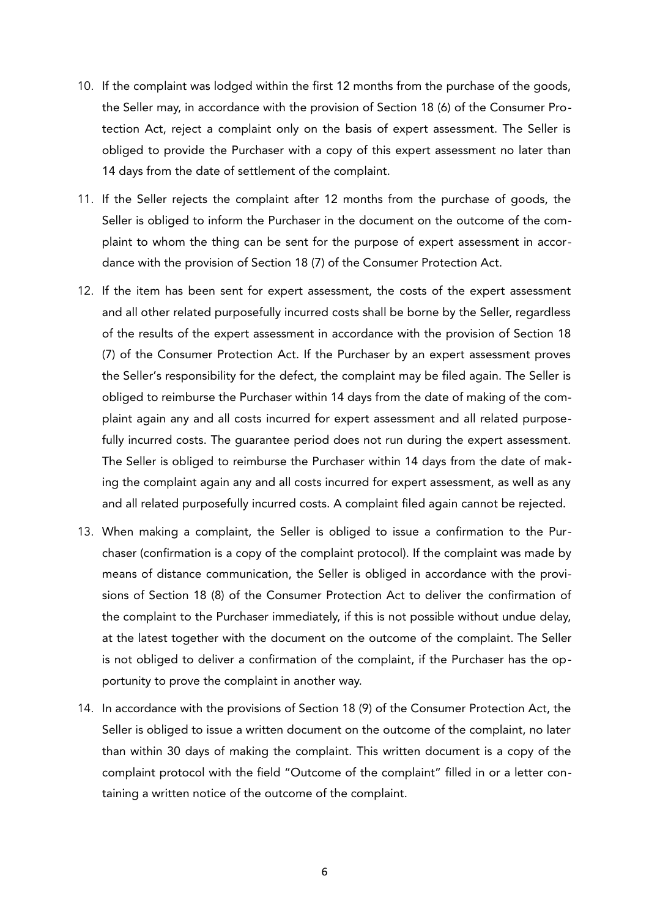10. If the complaint was lodged within the first 12 months from the purchase of the goods, the Seller may, in accordance with the provision of Section 18 (6) of the Consumer Protection Act, reject a complaint only on the basis of expert assessment. The Seller is obliged to provide the Purchaser with a copy of this expert assessment no later than 14 days from the date of settlement of the complaint.

11. If the Seller rejects the complaint after 12 months from the purchase of goods, the Seller is obliged to inform the Purchaser in the document on the outcome of the complaint to whom the thing can be sent for the purpose of expert assessment in accordance with the provision of Section 18 (7) of the Consumer Protection Act.

12. If the item has been sent for expert assessment, the costs of the expert assessment and all other related purposefully incurred costs shall be borne by the Seller, regardless of the results of the expert assessment in accordance with the provision of Section 18 (7) of the Consumer Protection Act. If the Purchaser by an expert assessment proves the Seller's responsibility for the defect, the complaint may be filed again. The Seller is obliged to reimburse the Purchaser within 14 days from the date of making of the complaint again any and all costs incurred for expert assessment and all related purposefully incurred costs. The guarantee period does not run during the expert assessment. The Seller is obliged to reimburse the Purchaser within 14 days from the date of making the complaint again any and all costs incurred for expert assessment, as well as any and all related purposefully incurred costs. A complaint filed again cannot be rejected.

13. When making a complaint, the Seller is obliged to issue a confirmation to the Purchaser (confirmation is a copy of the complaint protocol). If the complaint was made by means of distance communication, the Seller is obliged in accordance with the provisions of Section 18 (8) of the Consumer Protection Act to deliver the confirmation of the complaint to the Purchaser immediately, if this is not possible without undue delay, at the latest together with the document on the outcome of the complaint. The Seller is not obliged to deliver a confirmation of the complaint, if the Purchaser has the opportunity to prove the complaint in another way.

14. In accordance with the provisions of Section 18 (9) of the Consumer Protection Act, the Seller is obliged to issue a written document on the outcome of the complaint, no later than within 30 days of making the complaint. This written document is a copy of the complaint protocol with the field "Outcome of the complaint" filled in or a letter containing a written notice of the outcome of the complaint.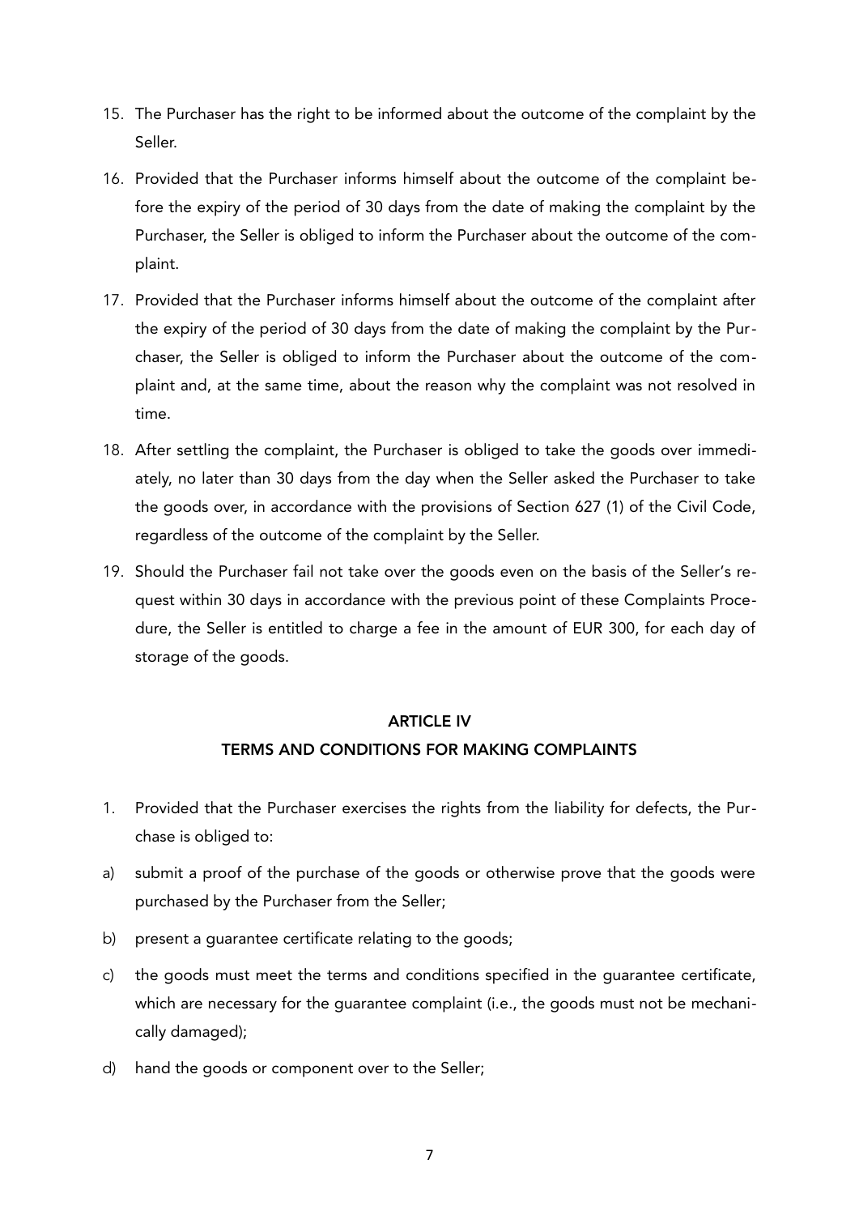15. The Purchaser has the right to be informed about the outcome of the complaint by the Seller.
16. Provided that the Purchaser informs himself about the outcome of the complaint before the expiry of the period of 30 days from the date of making the complaint by the Purchaser, the Seller is obliged to inform the Purchaser about the outcome of the complaint.
17. Provided that the Purchaser informs himself about the outcome of the complaint after the expiry of the period of 30 days from the date of making the complaint by the Purchaser, the Seller is obliged to inform the Purchaser about the outcome of the complaint and, at the same time, about the reason why the complaint was not resolved in time.
18. After settling the complaint, the Purchaser is obliged to take the goods over immediately, no later than 30 days from the day when the Seller asked the Purchaser to take the goods over, in accordance with the provisions of Section 627 (1) of the Civil Code, regardless of the outcome of the complaint by the Seller.
19. Should the Purchaser fail not take over the goods even on the basis of the Seller's request within 30 days in accordance with the previous point of these Complaints Procedure, the Seller is entitled to charge a fee in the amount of EUR 300, for each day of storage of the goods.

## ARTICLE IV
## TERMS AND CONDITIONS FOR MAKING COMPLAINTS

1. Provided that the Purchaser exercises the rights from the liability for defects, the Purchase is obliged to:

a) submit a proof of the purchase of the goods or otherwise prove that the goods were purchased by the Purchaser from the Seller;

b) present a guarantee certificate relating to the goods;

c) the goods must meet the terms and conditions specified in the guarantee certificate, which are necessary for the guarantee complaint (i.e., the goods must not be mechanically damaged);

d) hand the goods or component over to the Seller;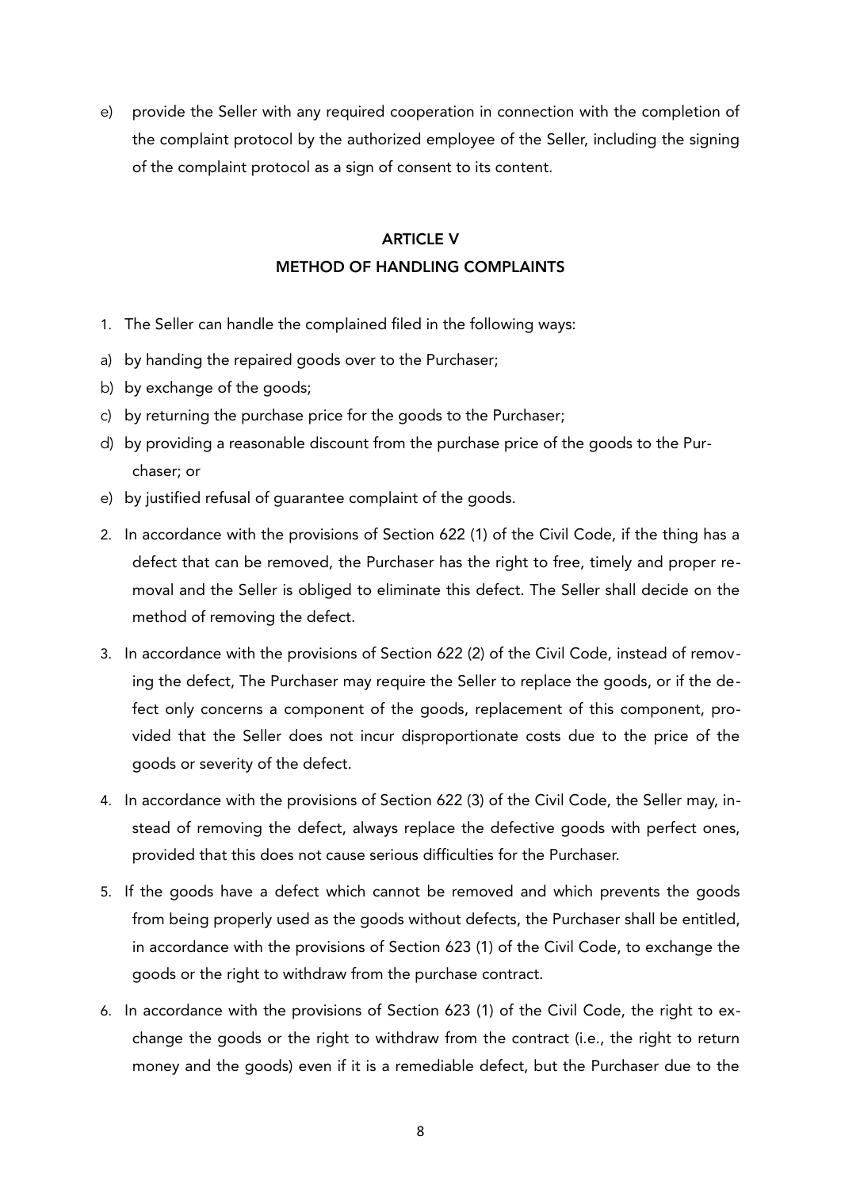e) provide the Seller with any required cooperation in connection with the completion of the complaint protocol by the authorized employee of the Seller, including the signing of the complaint protocol as a sign of consent to its content.

## ARTICLE V
## METHOD OF HANDLING COMPLAINTS

1. The Seller can handle the complained filed in the following ways:

a) by handing the repaired goods over to the Purchaser;

b) by exchange of the goods;

c) by returning the purchase price for the goods to the Purchaser;

d) by providing a reasonable discount from the purchase price of the goods to the Purchaser; or

e) by justified refusal of guarantee complaint of the goods.

2. In accordance with the provisions of Section 622 (1) of the Civil Code, if the thing has a defect that can be removed, the Purchaser has the right to free, timely and proper removal and the Seller is obliged to eliminate this defect. The Seller shall decide on the method of removing the defect.

3. In accordance with the provisions of Section 622 (2) of the Civil Code, instead of removing the defect, The Purchaser may require the Seller to replace the goods, or if the defect only concerns a component of the goods, replacement of this component, provided that the Seller does not incur disproportionate costs due to the price of the goods or severity of the defect.

4. In accordance with the provisions of Section 622 (3) of the Civil Code, the Seller may, instead of removing the defect, always replace the defective goods with perfect ones, provided that this does not cause serious difficulties for the Purchaser.

5. If the goods have a defect which cannot be removed and which prevents the goods from being properly used as the goods without defects, the Purchaser shall be entitled, in accordance with the provisions of Section 623 (1) of the Civil Code, to exchange the goods or the right to withdraw from the purchase contract.

6. In accordance with the provisions of Section 623 (1) of the Civil Code, the right to exchange the goods or the right to withdraw from the contract (i.e., the right to return money and the goods) even if it is a remediable defect, but the Purchaser due to the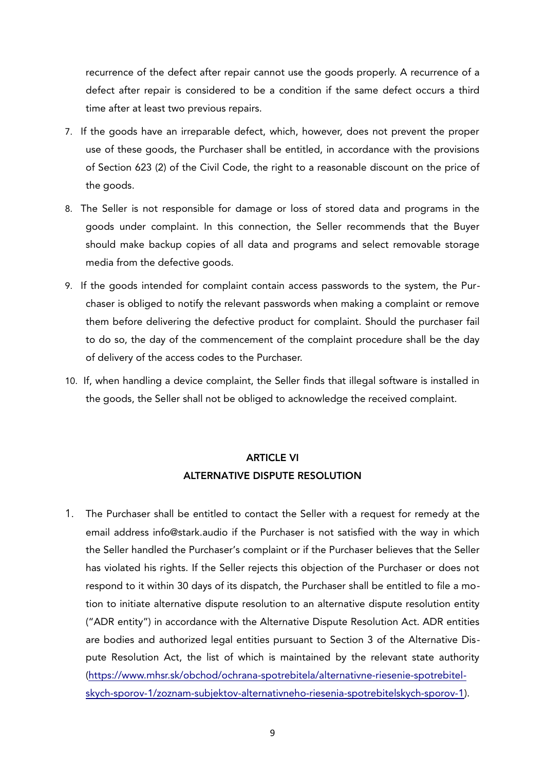recurrence of the defect after repair cannot use the goods properly. A recurrence of a defect after repair is considered to be a condition if the same defect occurs a third time after at least two previous repairs.

7. If the goods have an irreparable defect, which, however, does not prevent the proper use of these goods, the Purchaser shall be entitled, in accordance with the provisions of Section 623 (2) of the Civil Code, the right to a reasonable discount on the price of the goods.
8. The Seller is not responsible for damage or loss of stored data and programs in the goods under complaint. In this connection, the Seller recommends that the Buyer should make backup copies of all data and programs and select removable storage media from the defective goods.
9. If the goods intended for complaint contain access passwords to the system, the Purchaser is obliged to notify the relevant passwords when making a complaint or remove them before delivering the defective product for complaint. Should the purchaser fail to do so, the day of the commencement of the complaint procedure shall be the day of delivery of the access codes to the Purchaser.
10. If, when handling a device complaint, the Seller finds that illegal software is installed in the goods, the Seller shall not be obliged to acknowledge the received complaint.

## ARTICLE VI
## ALTERNATIVE DISPUTE RESOLUTION

1. The Purchaser shall be entitled to contact the Seller with a request for remedy at the email address info@stark.audio if the Purchaser is not satisfied with the way in which the Seller handled the Purchaser's complaint or if the Purchaser believes that the Seller has violated his rights. If the Seller rejects this objection of the Purchaser or does not respond to it within 30 days of its dispatch, the Purchaser shall be entitled to file a motion to initiate alternative dispute resolution to an alternative dispute resolution entity ("ADR entity") in accordance with the Alternative Dispute Resolution Act. ADR entities are bodies and authorized legal entities pursuant to Section 3 of the Alternative Dispute Resolution Act, the list of which is maintained by the relevant state authority (https://www.mhsr.sk/obchod/ochrana-spotrebitela/alternativne-riesenie-spotrebitelskych-sporov-1/zoznam-subjektov-alternativneho-riesenia-spotrebitelskych-sporov-1).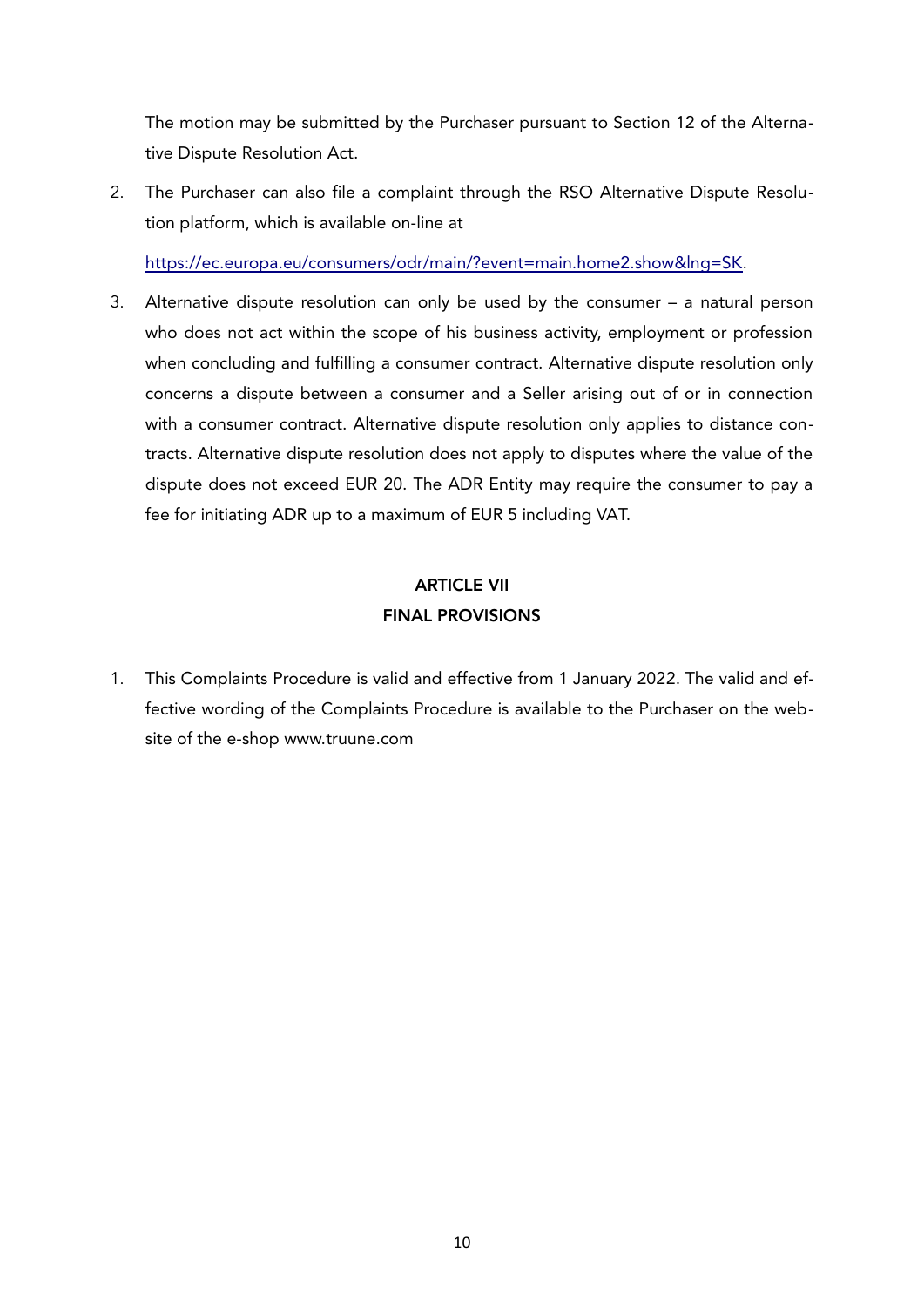The motion may be submitted by the Purchaser pursuant to Section 12 of the Alternative Dispute Resolution Act.

2. The Purchaser can also file a complaint through the RSO Alternative Dispute Resolution platform, which is available on-line at

   [https://ec.europa.eu/consumers/odr/main/?event=main.home2.show&lng=SK](https://ec.europa.eu/consumers/odr/main/?event=main.home2.show&lng=SK).

3. Alternative dispute resolution can only be used by the consumer – a natural person who does not act within the scope of his business activity, employment or profession when concluding and fulfilling a consumer contract. Alternative dispute resolution only concerns a dispute between a consumer and a Seller arising out of or in connection with a consumer contract. Alternative dispute resolution only applies to distance contracts. Alternative dispute resolution does not apply to disputes where the value of the dispute does not exceed EUR 20. The ADR Entity may require the consumer to pay a fee for initiating ADR up to a maximum of EUR 5 including VAT.

## ARTICLE VII
## FINAL PROVISIONS

1. This Complaints Procedure is valid and effective from 1 January 2022. The valid and effective wording of the Complaints Procedure is available to the Purchaser on the website of the e-shop www.truune.com